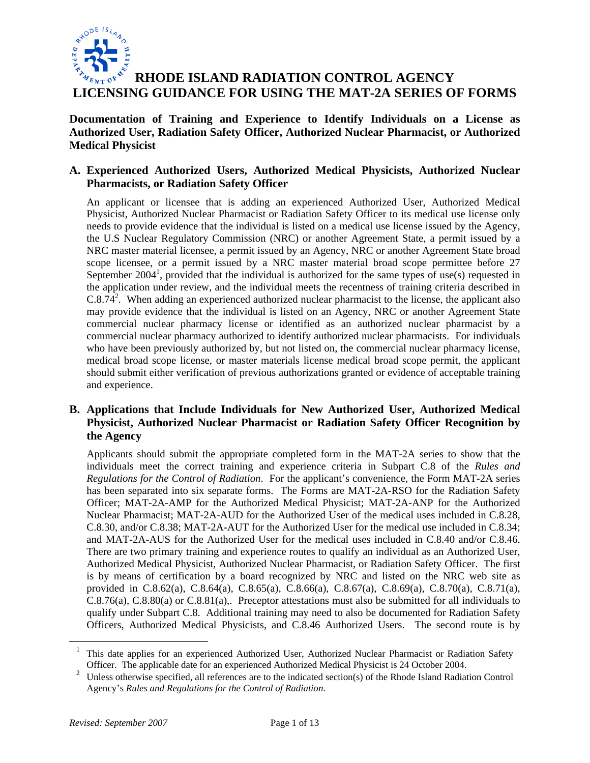# RHODE ISLAND RADIATION CONTROL AGENCY
# LICENSING GUIDANCE FOR USING THE MAT-2A SERIES OF FORMS

**Documentation of Training and Experience to Identify Individuals on a License as Authorized User, Radiation Safety Officer, Authorized Nuclear Pharmacist, or Authorized Medical Physicist**

## A. Experienced Authorized Users, Authorized Medical Physicists, Authorized Nuclear Pharmacists, or Radiation Safety Officer

An applicant or licensee that is adding an experienced Authorized User, Authorized Medical Physicist, Authorized Nuclear Pharmacist or Radiation Safety Officer to its medical use license only needs to provide evidence that the individual is listed on a medical use license issued by the Agency, the U.S Nuclear Regulatory Commission (NRC) or another Agreement State, a permit issued by a NRC master material licensee, a permit issued by an Agency, NRC or another Agreement State broad scope licensee, or a permit issued by a NRC master material broad scope permittee before 27 September 2004[1], provided that the individual is authorized for the same types of use(s) requested in the application under review, and the individual meets the recentness of training criteria described in C.8.74[2]. When adding an experienced authorized nuclear pharmacist to the license, the applicant also may provide evidence that the individual is listed on an Agency, NRC or another Agreement State commercial nuclear pharmacy license or identified as an authorized nuclear pharmacist by a commercial nuclear pharmacy authorized to identify authorized nuclear pharmacists. For individuals who have been previously authorized by, but not listed on, the commercial nuclear pharmacy license, medical broad scope license, or master materials license medical broad scope permit, the applicant should submit either verification of previous authorizations granted or evidence of acceptable training and experience.

## B. Applications that Include Individuals for New Authorized User, Authorized Medical Physicist, Authorized Nuclear Pharmacist or Radiation Safety Officer Recognition by the Agency

Applicants should submit the appropriate completed form in the MAT-2A series to show that the individuals meet the correct training and experience criteria in Subpart C.8 of the *Rules and Regulations for the Control of Radiation*. For the applicant's convenience, the Form MAT-2A series has been separated into six separate forms. The Forms are MAT-2A-RSO for the Radiation Safety Officer; MAT-2A-AMP for the Authorized Medical Physicist; MAT-2A-ANP for the Authorized Nuclear Pharmacist; MAT-2A-AUD for the Authorized User of the medical uses included in C.8.28, C.8.30, and/or C.8.38; MAT-2A-AUT for the Authorized User for the medical use included in C.8.34; and MAT-2A-AUS for the Authorized User for the medical uses included in C.8.40 and/or C.8.46. There are two primary training and experience routes to qualify an individual as an Authorized User, Authorized Medical Physicist, Authorized Nuclear Pharmacist, or Radiation Safety Officer. The first is by means of certification by a board recognized by NRC and listed on the NRC web site as provided in C.8.62(a), C.8.64(a), C.8.65(a), C.8.66(a), C.8.67(a), C.8.69(a), C.8.70(a), C.8.71(a), C.8.76(a), C.8.80(a) or C.8.81(a),. Preceptor attestations must also be submitted for all individuals to qualify under Subpart C.8. Additional training may need to also be documented for Radiation Safety Officers, Authorized Medical Physicists, and C.8.46 Authorized Users. The second route is by

---

[1] This date applies for an experienced Authorized User, Authorized Nuclear Pharmacist or Radiation Safety Officer. The applicable date for an experienced Authorized Medical Physicist is 24 October 2004.

[2] Unless otherwise specified, all references are to the indicated section(s) of the Rhode Island Radiation Control Agency's *Rules and Regulations for the Control of Radiation*.

*Revised: September 2007*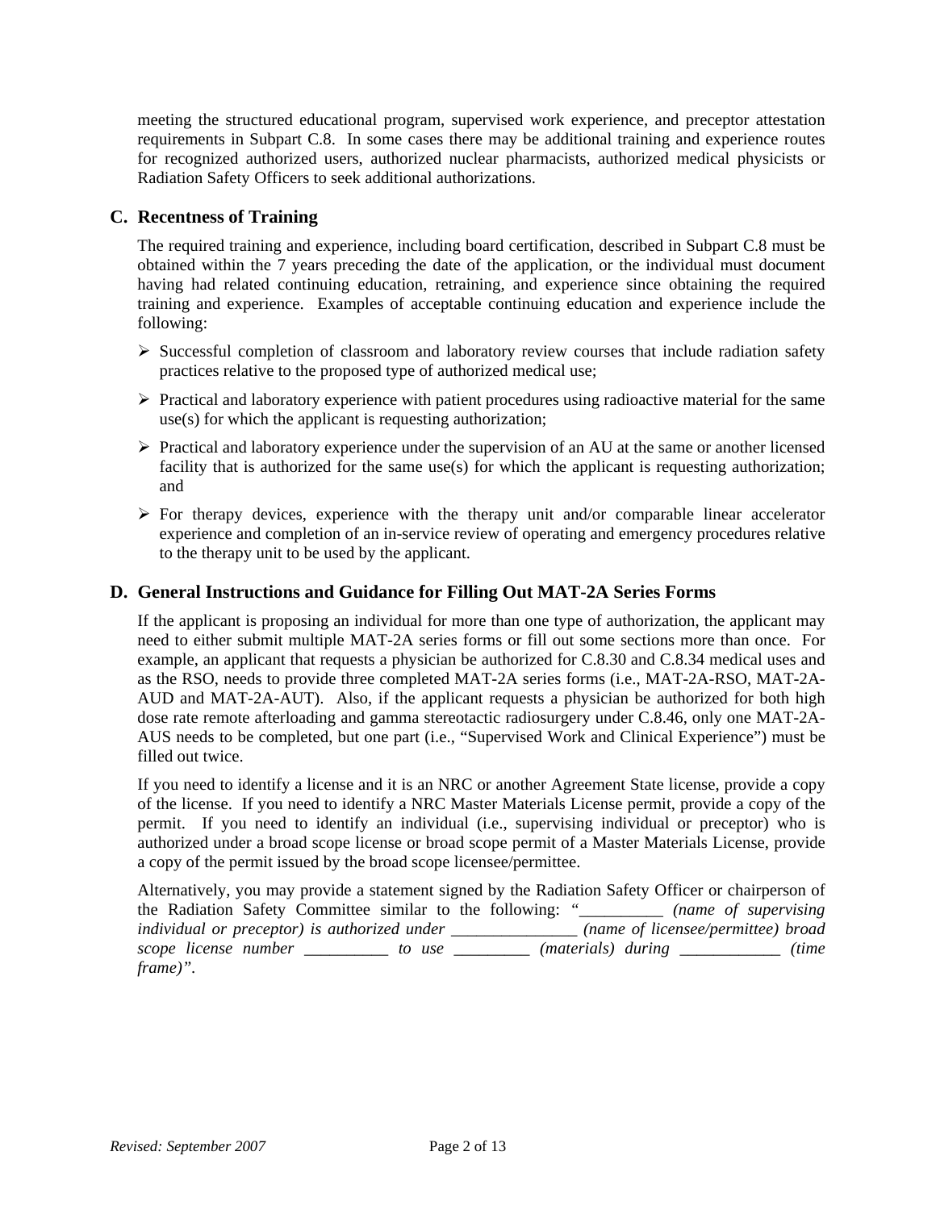meeting the structured educational program, supervised work experience, and preceptor attestation requirements in Subpart C.8. In some cases there may be additional training and experience routes for recognized authorized users, authorized nuclear pharmacists, authorized medical physicists or Radiation Safety Officers to seek additional authorizations.

## C. Recentness of Training

The required training and experience, including board certification, described in Subpart C.8 must be obtained within the 7 years preceding the date of the application, or the individual must document having had related continuing education, retraining, and experience since obtaining the required training and experience. Examples of acceptable continuing education and experience include the following:

- Successful completion of classroom and laboratory review courses that include radiation safety practices relative to the proposed type of authorized medical use;
- Practical and laboratory experience with patient procedures using radioactive material for the same use(s) for which the applicant is requesting authorization;
- Practical and laboratory experience under the supervision of an AU at the same or another licensed facility that is authorized for the same use(s) for which the applicant is requesting authorization; and
- For therapy devices, experience with the therapy unit and/or comparable linear accelerator experience and completion of an in-service review of operating and emergency procedures relative to the therapy unit to be used by the applicant.

## D. General Instructions and Guidance for Filling Out MAT-2A Series Forms

If the applicant is proposing an individual for more than one type of authorization, the applicant may need to either submit multiple MAT-2A series forms or fill out some sections more than once. For example, an applicant that requests a physician be authorized for C.8.30 and C.8.34 medical uses and as the RSO, needs to provide three completed MAT-2A series forms (i.e., MAT-2A-RSO, MAT-2A-AUD and MAT-2A-AUT). Also, if the applicant requests a physician be authorized for both high dose rate remote afterloading and gamma stereotactic radiosurgery under C.8.46, only one MAT-2A-AUS needs to be completed, but one part (i.e., "Supervised Work and Clinical Experience") must be filled out twice.

If you need to identify a license and it is an NRC or another Agreement State license, provide a copy of the license. If you need to identify a NRC Master Materials License permit, provide a copy of the permit. If you need to identify an individual (i.e., supervising individual or preceptor) who is authorized under a broad scope license or broad scope permit of a Master Materials License, provide a copy of the permit issued by the broad scope licensee/permittee.

Alternatively, you may provide a statement signed by the Radiation Safety Officer or chairperson of the Radiation Safety Committee similar to the following: "__________ *(name of supervising individual or preceptor) is authorized under* _______________ *(name of licensee/permittee) broad scope license number* __________ *to use* _________ *(materials) during* ____________ *(time frame)".*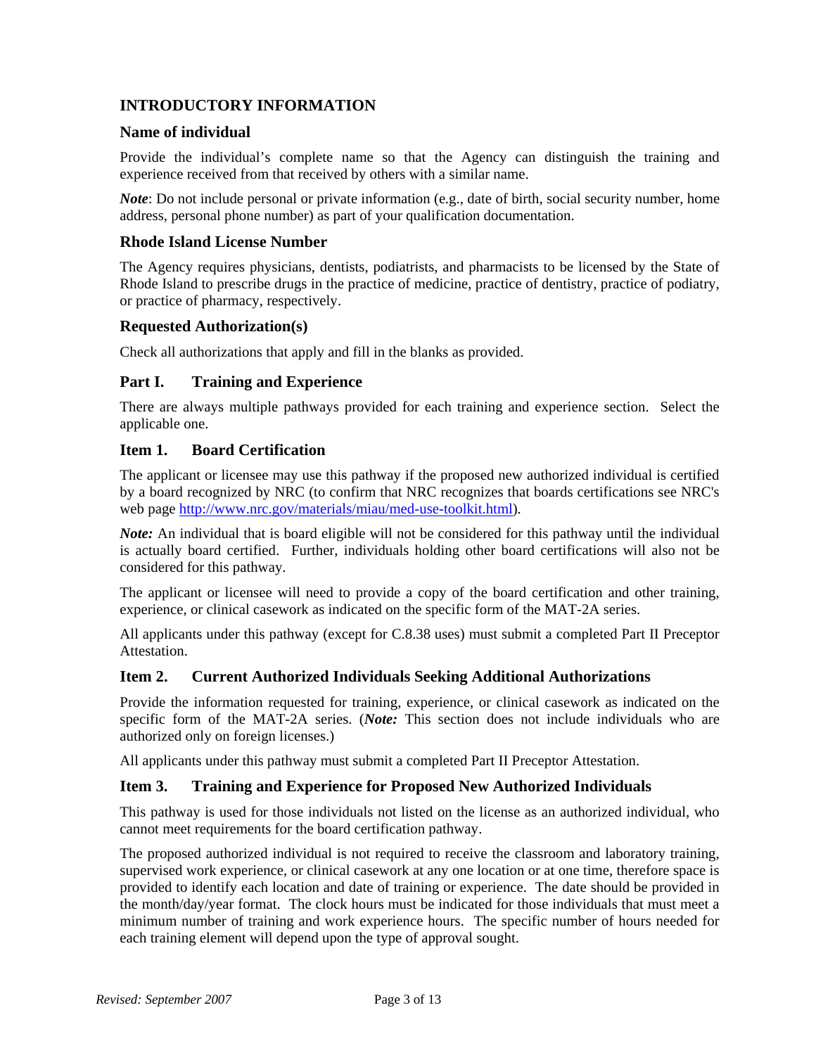## INTRODUCTORY INFORMATION

### Name of individual

Provide the individual's complete name so that the Agency can distinguish the training and experience received from that received by others with a similar name.

***Note***: Do not include personal or private information (e.g., date of birth, social security number, home address, personal phone number) as part of your qualification documentation.

### Rhode Island License Number

The Agency requires physicians, dentists, podiatrists, and pharmacists to be licensed by the State of Rhode Island to prescribe drugs in the practice of medicine, practice of dentistry, practice of podiatry, or practice of pharmacy, respectively.

### Requested Authorization(s)

Check all authorizations that apply and fill in the blanks as provided.

### Part I. Training and Experience

There are always multiple pathways provided for each training and experience section. Select the applicable one.

### Item 1. Board Certification

The applicant or licensee may use this pathway if the proposed new authorized individual is certified by a board recognized by NRC (to confirm that NRC recognizes that boards certifications see NRC's web page http://www.nrc.gov/materials/miau/med-use-toolkit.html).

***Note:*** An individual that is board eligible will not be considered for this pathway until the individual is actually board certified. Further, individuals holding other board certifications will also not be considered for this pathway.

The applicant or licensee will need to provide a copy of the board certification and other training, experience, or clinical casework as indicated on the specific form of the MAT-2A series.

All applicants under this pathway (except for C.8.38 uses) must submit a completed Part II Preceptor Attestation.

### Item 2. Current Authorized Individuals Seeking Additional Authorizations

Provide the information requested for training, experience, or clinical casework as indicated on the specific form of the MAT-2A series. (***Note:*** This section does not include individuals who are authorized only on foreign licenses.)

All applicants under this pathway must submit a completed Part II Preceptor Attestation.

### Item 3. Training and Experience for Proposed New Authorized Individuals

This pathway is used for those individuals not listed on the license as an authorized individual, who cannot meet requirements for the board certification pathway.

The proposed authorized individual is not required to receive the classroom and laboratory training, supervised work experience, or clinical casework at any one location or at one time, therefore space is provided to identify each location and date of training or experience. The date should be provided in the month/day/year format. The clock hours must be indicated for those individuals that must meet a minimum number of training and work experience hours. The specific number of hours needed for each training element will depend upon the type of approval sought.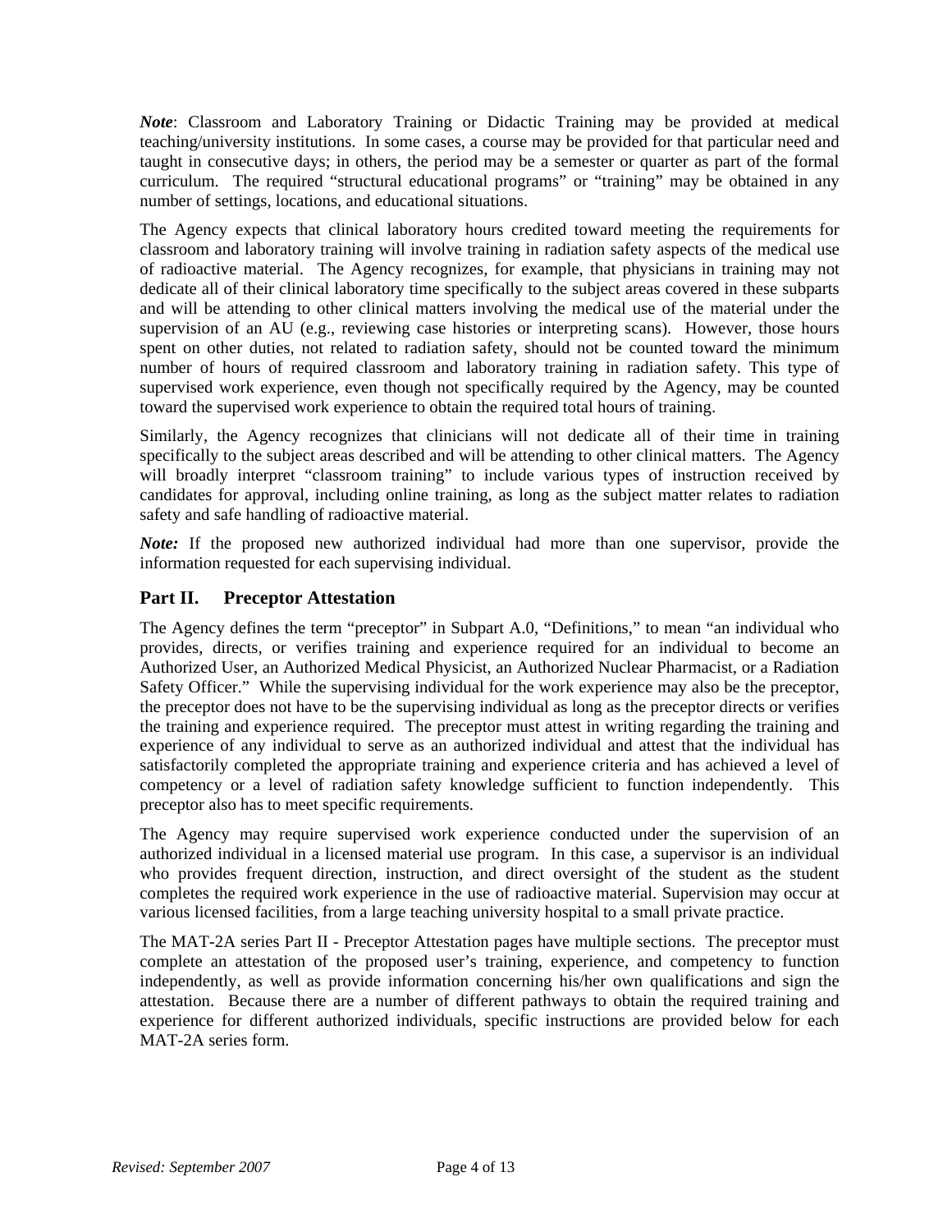***Note***: Classroom and Laboratory Training or Didactic Training may be provided at medical teaching/university institutions. In some cases, a course may be provided for that particular need and taught in consecutive days; in others, the period may be a semester or quarter as part of the formal curriculum. The required "structural educational programs" or "training" may be obtained in any number of settings, locations, and educational situations.

The Agency expects that clinical laboratory hours credited toward meeting the requirements for classroom and laboratory training will involve training in radiation safety aspects of the medical use of radioactive material. The Agency recognizes, for example, that physicians in training may not dedicate all of their clinical laboratory time specifically to the subject areas covered in these subparts and will be attending to other clinical matters involving the medical use of the material under the supervision of an AU (e.g., reviewing case histories or interpreting scans). However, those hours spent on other duties, not related to radiation safety, should not be counted toward the minimum number of hours of required classroom and laboratory training in radiation safety. This type of supervised work experience, even though not specifically required by the Agency, may be counted toward the supervised work experience to obtain the required total hours of training.

Similarly, the Agency recognizes that clinicians will not dedicate all of their time in training specifically to the subject areas described and will be attending to other clinical matters. The Agency will broadly interpret "classroom training" to include various types of instruction received by candidates for approval, including online training, as long as the subject matter relates to radiation safety and safe handling of radioactive material.

***Note:*** If the proposed new authorized individual had more than one supervisor, provide the information requested for each supervising individual.

## Part II. Preceptor Attestation

The Agency defines the term "preceptor" in Subpart A.0, "Definitions," to mean "an individual who provides, directs, or verifies training and experience required for an individual to become an Authorized User, an Authorized Medical Physicist, an Authorized Nuclear Pharmacist, or a Radiation Safety Officer." While the supervising individual for the work experience may also be the preceptor, the preceptor does not have to be the supervising individual as long as the preceptor directs or verifies the training and experience required. The preceptor must attest in writing regarding the training and experience of any individual to serve as an authorized individual and attest that the individual has satisfactorily completed the appropriate training and experience criteria and has achieved a level of competency or a level of radiation safety knowledge sufficient to function independently. This preceptor also has to meet specific requirements.

The Agency may require supervised work experience conducted under the supervision of an authorized individual in a licensed material use program. In this case, a supervisor is an individual who provides frequent direction, instruction, and direct oversight of the student as the student completes the required work experience in the use of radioactive material. Supervision may occur at various licensed facilities, from a large teaching university hospital to a small private practice.

The MAT-2A series Part II - Preceptor Attestation pages have multiple sections. The preceptor must complete an attestation of the proposed user's training, experience, and competency to function independently, as well as provide information concerning his/her own qualifications and sign the attestation. Because there are a number of different pathways to obtain the required training and experience for different authorized individuals, specific instructions are provided below for each MAT-2A series form.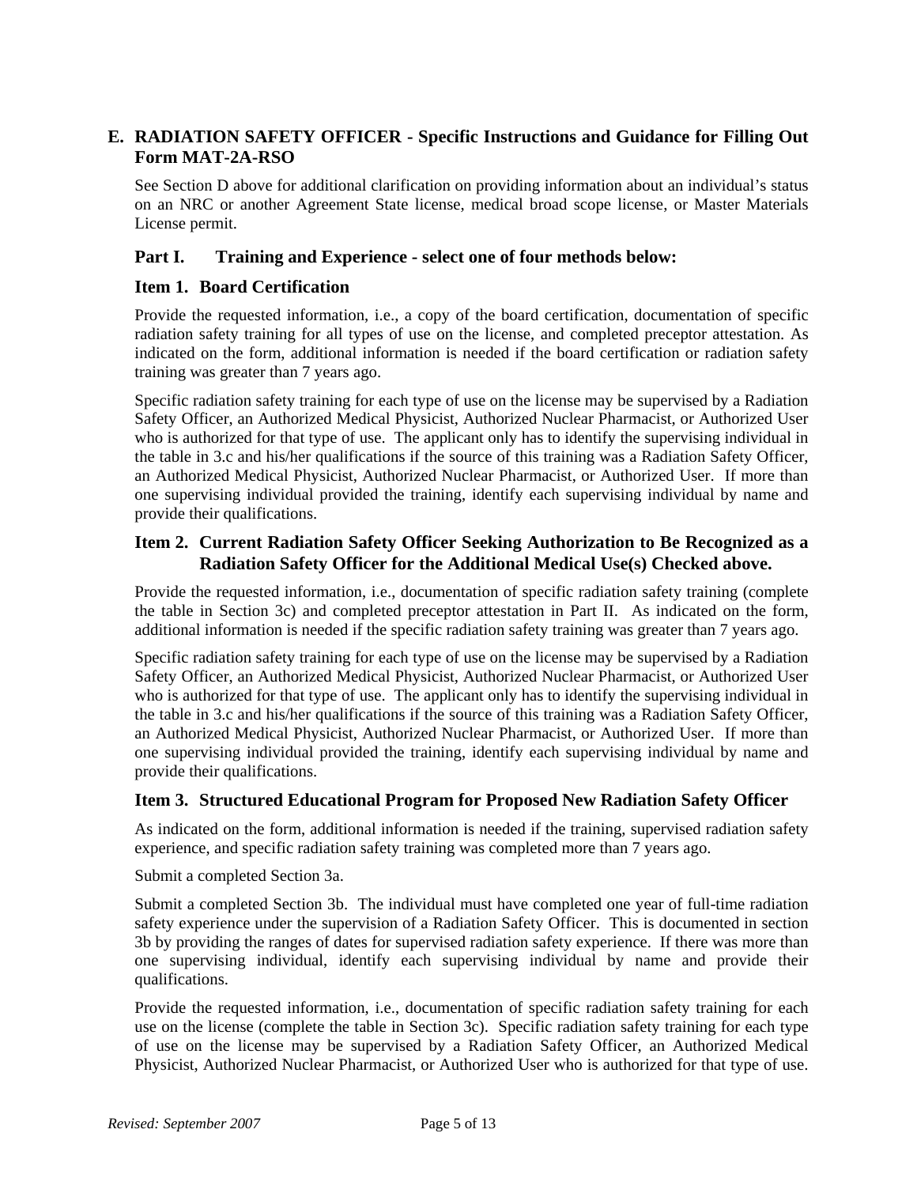## E. RADIATION SAFETY OFFICER - Specific Instructions and Guidance for Filling Out Form MAT-2A-RSO

See Section D above for additional clarification on providing information about an individual's status on an NRC or another Agreement State license, medical broad scope license, or Master Materials License permit.

### Part I. Training and Experience - select one of four methods below:

### Item 1. Board Certification

Provide the requested information, i.e., a copy of the board certification, documentation of specific radiation safety training for all types of use on the license, and completed preceptor attestation. As indicated on the form, additional information is needed if the board certification or radiation safety training was greater than 7 years ago.

Specific radiation safety training for each type of use on the license may be supervised by a Radiation Safety Officer, an Authorized Medical Physicist, Authorized Nuclear Pharmacist, or Authorized User who is authorized for that type of use. The applicant only has to identify the supervising individual in the table in 3.c and his/her qualifications if the source of this training was a Radiation Safety Officer, an Authorized Medical Physicist, Authorized Nuclear Pharmacist, or Authorized User. If more than one supervising individual provided the training, identify each supervising individual by name and provide their qualifications.

### Item 2. Current Radiation Safety Officer Seeking Authorization to Be Recognized as a Radiation Safety Officer for the Additional Medical Use(s) Checked above.

Provide the requested information, i.e., documentation of specific radiation safety training (complete the table in Section 3c) and completed preceptor attestation in Part II. As indicated on the form, additional information is needed if the specific radiation safety training was greater than 7 years ago.

Specific radiation safety training for each type of use on the license may be supervised by a Radiation Safety Officer, an Authorized Medical Physicist, Authorized Nuclear Pharmacist, or Authorized User who is authorized for that type of use. The applicant only has to identify the supervising individual in the table in 3.c and his/her qualifications if the source of this training was a Radiation Safety Officer, an Authorized Medical Physicist, Authorized Nuclear Pharmacist, or Authorized User. If more than one supervising individual provided the training, identify each supervising individual by name and provide their qualifications.

### Item 3. Structured Educational Program for Proposed New Radiation Safety Officer

As indicated on the form, additional information is needed if the training, supervised radiation safety experience, and specific radiation safety training was completed more than 7 years ago.

Submit a completed Section 3a.

Submit a completed Section 3b. The individual must have completed one year of full-time radiation safety experience under the supervision of a Radiation Safety Officer. This is documented in section 3b by providing the ranges of dates for supervised radiation safety experience. If there was more than one supervising individual, identify each supervising individual by name and provide their qualifications.

Provide the requested information, i.e., documentation of specific radiation safety training for each use on the license (complete the table in Section 3c). Specific radiation safety training for each type of use on the license may be supervised by a Radiation Safety Officer, an Authorized Medical Physicist, Authorized Nuclear Pharmacist, or Authorized User who is authorized for that type of use.

*Revised: September 2007*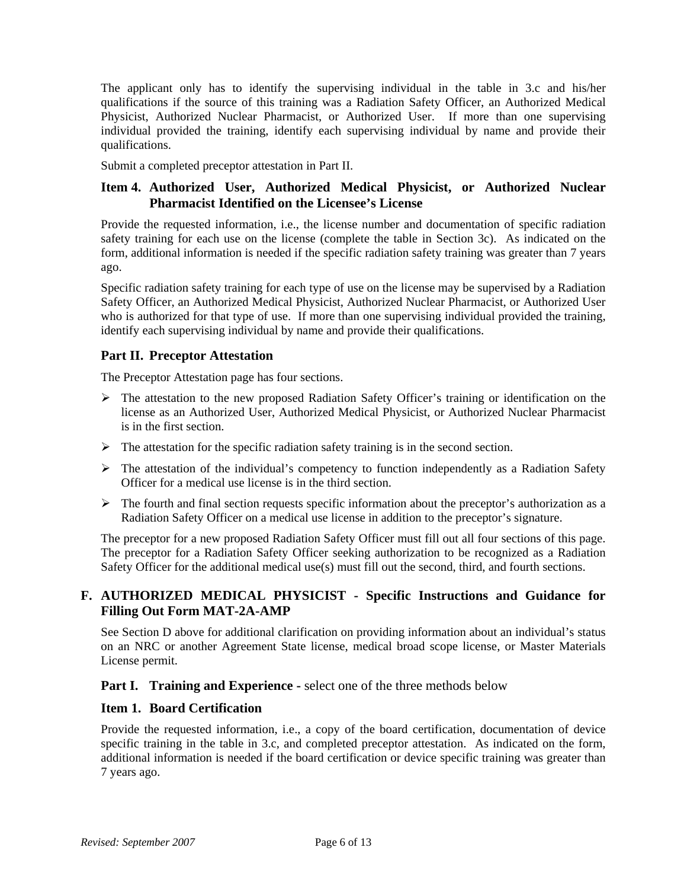The applicant only has to identify the supervising individual in the table in 3.c and his/her qualifications if the source of this training was a Radiation Safety Officer, an Authorized Medical Physicist, Authorized Nuclear Pharmacist, or Authorized User. If more than one supervising individual provided the training, identify each supervising individual by name and provide their qualifications.

Submit a completed preceptor attestation in Part II.

### Item 4. Authorized User, Authorized Medical Physicist, or Authorized Nuclear Pharmacist Identified on the Licensee's License

Provide the requested information, i.e., the license number and documentation of specific radiation safety training for each use on the license (complete the table in Section 3c). As indicated on the form, additional information is needed if the specific radiation safety training was greater than 7 years ago.

Specific radiation safety training for each type of use on the license may be supervised by a Radiation Safety Officer, an Authorized Medical Physicist, Authorized Nuclear Pharmacist, or Authorized User who is authorized for that type of use. If more than one supervising individual provided the training, identify each supervising individual by name and provide their qualifications.

### Part II. Preceptor Attestation

The Preceptor Attestation page has four sections.

- The attestation to the new proposed Radiation Safety Officer's training or identification on the license as an Authorized User, Authorized Medical Physicist, or Authorized Nuclear Pharmacist is in the first section.
- The attestation for the specific radiation safety training is in the second section.
- The attestation of the individual's competency to function independently as a Radiation Safety Officer for a medical use license is in the third section.
- The fourth and final section requests specific information about the preceptor's authorization as a Radiation Safety Officer on a medical use license in addition to the preceptor's signature.

The preceptor for a new proposed Radiation Safety Officer must fill out all four sections of this page. The preceptor for a Radiation Safety Officer seeking authorization to be recognized as a Radiation Safety Officer for the additional medical use(s) must fill out the second, third, and fourth sections.

## F. AUTHORIZED MEDICAL PHYSICIST - Specific Instructions and Guidance for Filling Out Form MAT-2A-AMP

See Section D above for additional clarification on providing information about an individual's status on an NRC or another Agreement State license, medical broad scope license, or Master Materials License permit.

### Part I. Training and Experience - select one of the three methods below

### Item 1. Board Certification

Provide the requested information, i.e., a copy of the board certification, documentation of device specific training in the table in 3.c, and completed preceptor attestation. As indicated on the form, additional information is needed if the board certification or device specific training was greater than 7 years ago.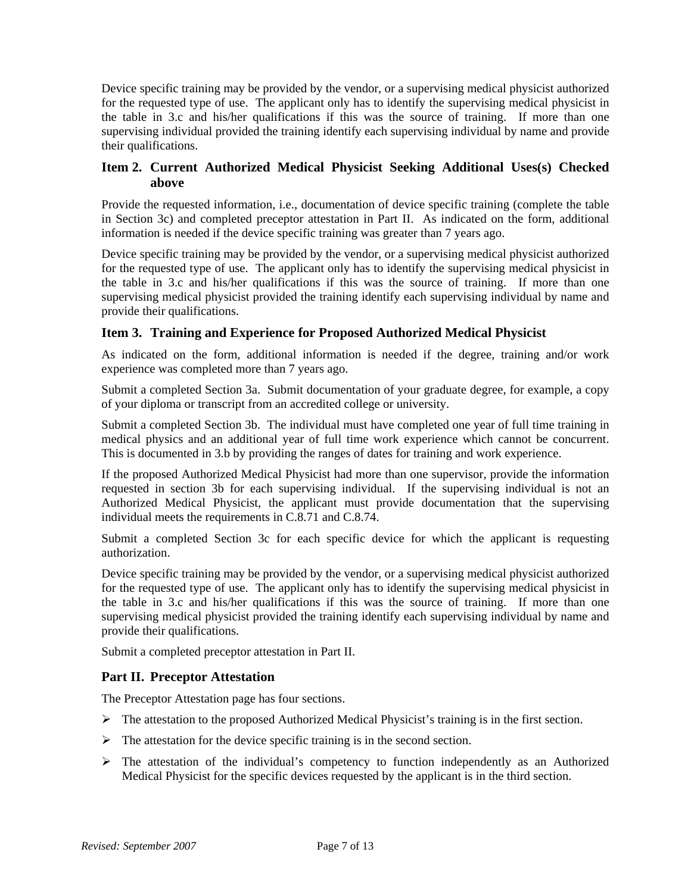Device specific training may be provided by the vendor, or a supervising medical physicist authorized for the requested type of use. The applicant only has to identify the supervising medical physicist in the table in 3.c and his/her qualifications if this was the source of training. If more than one supervising individual provided the training identify each supervising individual by name and provide their qualifications.

### Item 2. Current Authorized Medical Physicist Seeking Additional Uses(s) Checked above

Provide the requested information, i.e., documentation of device specific training (complete the table in Section 3c) and completed preceptor attestation in Part II. As indicated on the form, additional information is needed if the device specific training was greater than 7 years ago.

Device specific training may be provided by the vendor, or a supervising medical physicist authorized for the requested type of use. The applicant only has to identify the supervising medical physicist in the table in 3.c and his/her qualifications if this was the source of training. If more than one supervising medical physicist provided the training identify each supervising individual by name and provide their qualifications.

### Item 3. Training and Experience for Proposed Authorized Medical Physicist

As indicated on the form, additional information is needed if the degree, training and/or work experience was completed more than 7 years ago.

Submit a completed Section 3a. Submit documentation of your graduate degree, for example, a copy of your diploma or transcript from an accredited college or university.

Submit a completed Section 3b. The individual must have completed one year of full time training in medical physics and an additional year of full time work experience which cannot be concurrent. This is documented in 3.b by providing the ranges of dates for training and work experience.

If the proposed Authorized Medical Physicist had more than one supervisor, provide the information requested in section 3b for each supervising individual. If the supervising individual is not an Authorized Medical Physicist, the applicant must provide documentation that the supervising individual meets the requirements in C.8.71 and C.8.74.

Submit a completed Section 3c for each specific device for which the applicant is requesting authorization.

Device specific training may be provided by the vendor, or a supervising medical physicist authorized for the requested type of use. The applicant only has to identify the supervising medical physicist in the table in 3.c and his/her qualifications if this was the source of training. If more than one supervising medical physicist provided the training identify each supervising individual by name and provide their qualifications.

Submit a completed preceptor attestation in Part II.

## Part II. Preceptor Attestation

The Preceptor Attestation page has four sections.

- The attestation to the proposed Authorized Medical Physicist's training is in the first section.
- The attestation for the device specific training is in the second section.
- The attestation of the individual's competency to function independently as an Authorized Medical Physicist for the specific devices requested by the applicant is in the third section.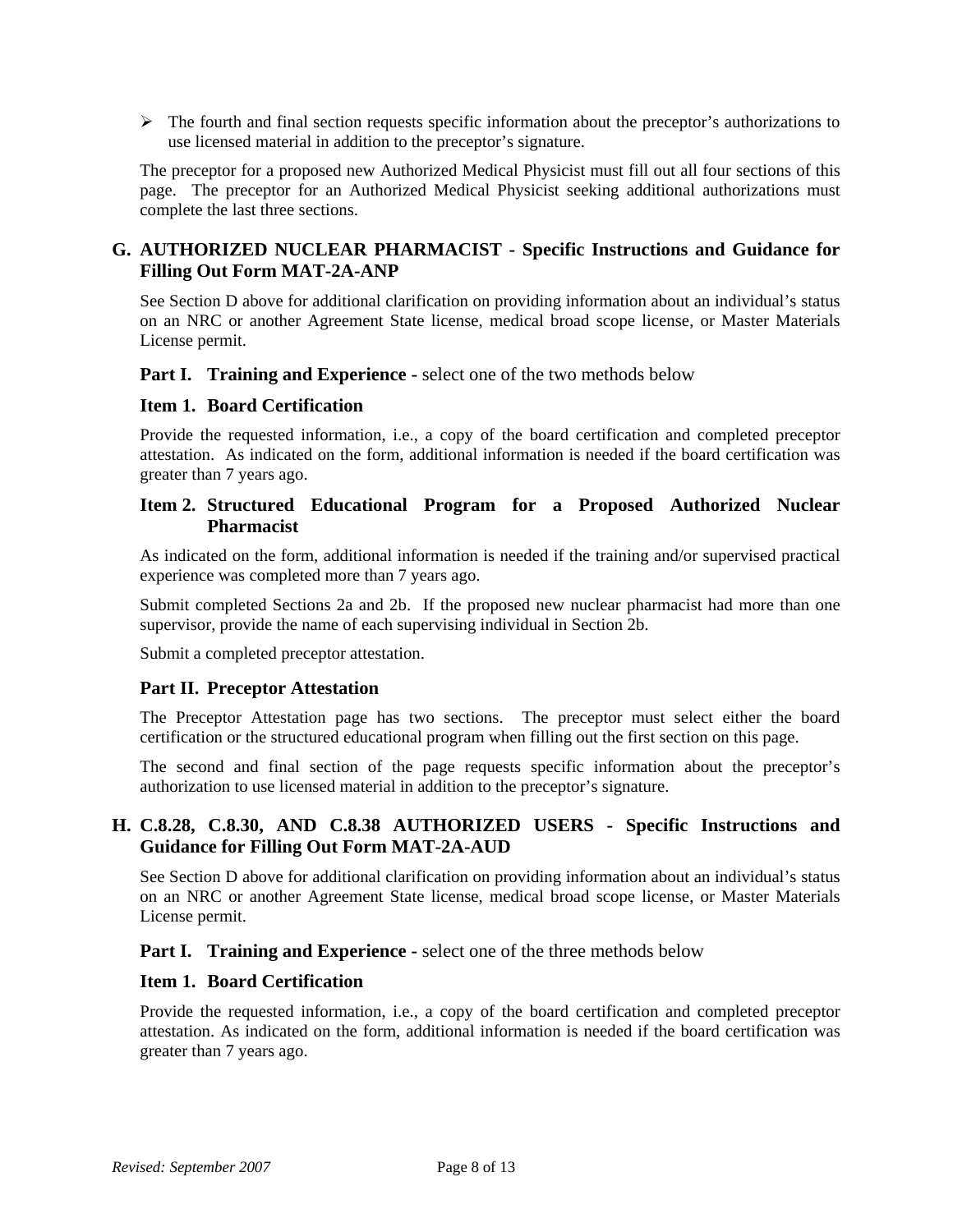- The fourth and final section requests specific information about the preceptor's authorizations to use licensed material in addition to the preceptor's signature.

The preceptor for a proposed new Authorized Medical Physicist must fill out all four sections of this page. The preceptor for an Authorized Medical Physicist seeking additional authorizations must complete the last three sections.

## G. AUTHORIZED NUCLEAR PHARMACIST - Specific Instructions and Guidance for Filling Out Form MAT-2A-ANP

See Section D above for additional clarification on providing information about an individual's status on an NRC or another Agreement State license, medical broad scope license, or Master Materials License permit.

### Part I. Training and Experience - select one of the two methods below

### Item 1. Board Certification

Provide the requested information, i.e., a copy of the board certification and completed preceptor attestation. As indicated on the form, additional information is needed if the board certification was greater than 7 years ago.

### Item 2. Structured Educational Program for a Proposed Authorized Nuclear Pharmacist

As indicated on the form, additional information is needed if the training and/or supervised practical experience was completed more than 7 years ago.

Submit completed Sections 2a and 2b. If the proposed new nuclear pharmacist had more than one supervisor, provide the name of each supervising individual in Section 2b.

Submit a completed preceptor attestation.

### Part II. Preceptor Attestation

The Preceptor Attestation page has two sections. The preceptor must select either the board certification or the structured educational program when filling out the first section on this page.

The second and final section of the page requests specific information about the preceptor's authorization to use licensed material in addition to the preceptor's signature.

## H. C.8.28, C.8.30, AND C.8.38 AUTHORIZED USERS - Specific Instructions and Guidance for Filling Out Form MAT-2A-AUD

See Section D above for additional clarification on providing information about an individual's status on an NRC or another Agreement State license, medical broad scope license, or Master Materials License permit.

### Part I. Training and Experience - select one of the three methods below

### Item 1. Board Certification

Provide the requested information, i.e., a copy of the board certification and completed preceptor attestation. As indicated on the form, additional information is needed if the board certification was greater than 7 years ago.

*Revised: September 2007*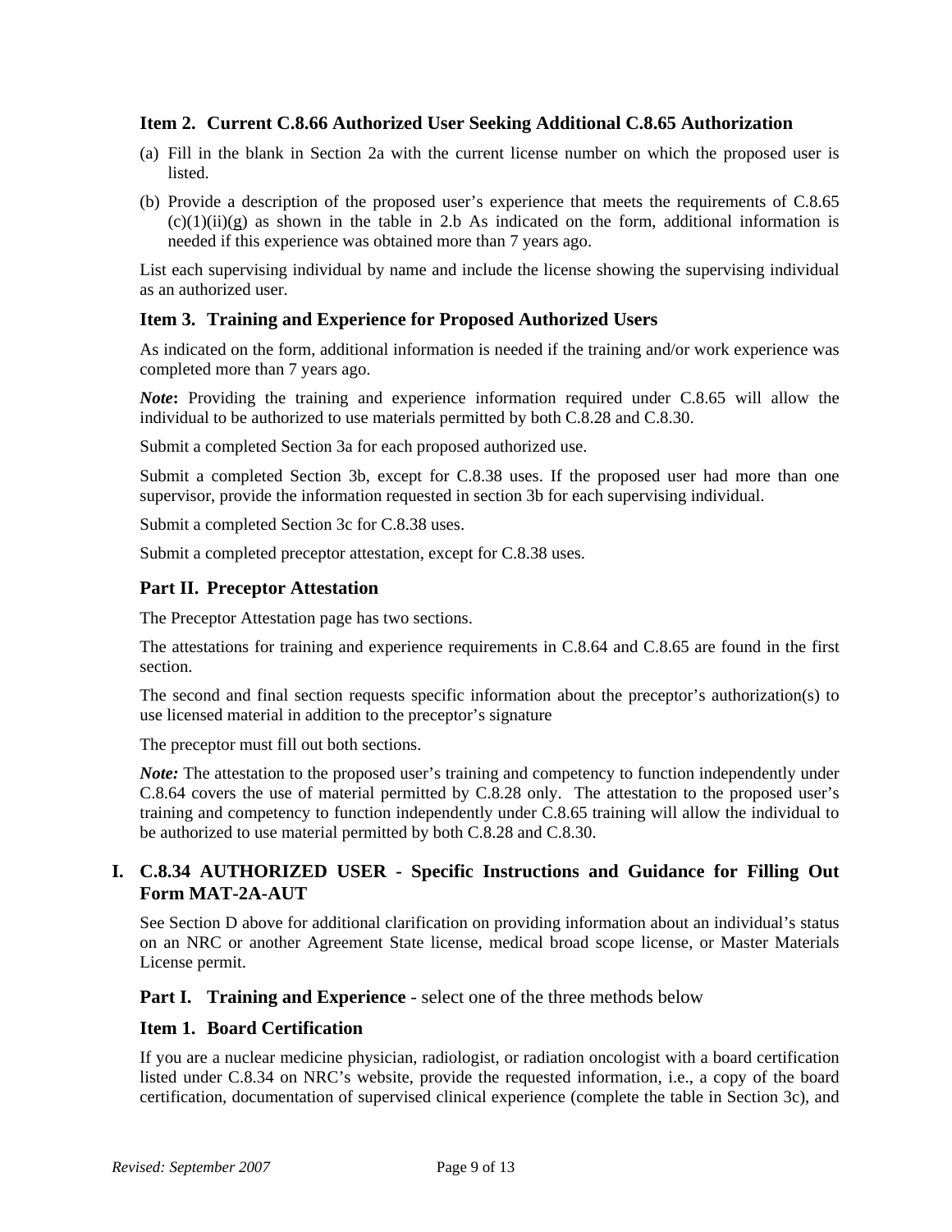### Item 2. Current C.8.66 Authorized User Seeking Additional C.8.65 Authorization

(a) Fill in the blank in Section 2a with the current license number on which the proposed user is listed.

(b) Provide a description of the proposed user's experience that meets the requirements of C.8.65 (c)(1)(ii)(g) as shown in the table in 2.b As indicated on the form, additional information is needed if this experience was obtained more than 7 years ago.

List each supervising individual by name and include the license showing the supervising individual as an authorized user.

### Item 3. Training and Experience for Proposed Authorized Users

As indicated on the form, additional information is needed if the training and/or work experience was completed more than 7 years ago.

***Note*:** Providing the training and experience information required under C.8.65 will allow the individual to be authorized to use materials permitted by both C.8.28 and C.8.30.

Submit a completed Section 3a for each proposed authorized use.

Submit a completed Section 3b, except for C.8.38 uses. If the proposed user had more than one supervisor, provide the information requested in section 3b for each supervising individual.

Submit a completed Section 3c for C.8.38 uses.

Submit a completed preceptor attestation, except for C.8.38 uses.

### Part II. Preceptor Attestation

The Preceptor Attestation page has two sections.

The attestations for training and experience requirements in C.8.64 and C.8.65 are found in the first section.

The second and final section requests specific information about the preceptor's authorization(s) to use licensed material in addition to the preceptor's signature

The preceptor must fill out both sections.

***Note:*** The attestation to the proposed user's training and competency to function independently under C.8.64 covers the use of material permitted by C.8.28 only. The attestation to the proposed user's training and competency to function independently under C.8.65 training will allow the individual to be authorized to use material permitted by both C.8.28 and C.8.30.

## I. C.8.34 AUTHORIZED USER - Specific Instructions and Guidance for Filling Out Form MAT-2A-AUT

See Section D above for additional clarification on providing information about an individual's status on an NRC or another Agreement State license, medical broad scope license, or Master Materials License permit.

### Part I. Training and Experience - select one of the three methods below

### Item 1. Board Certification

If you are a nuclear medicine physician, radiologist, or radiation oncologist with a board certification listed under C.8.34 on NRC's website, provide the requested information, i.e., a copy of the board certification, documentation of supervised clinical experience (complete the table in Section 3c), and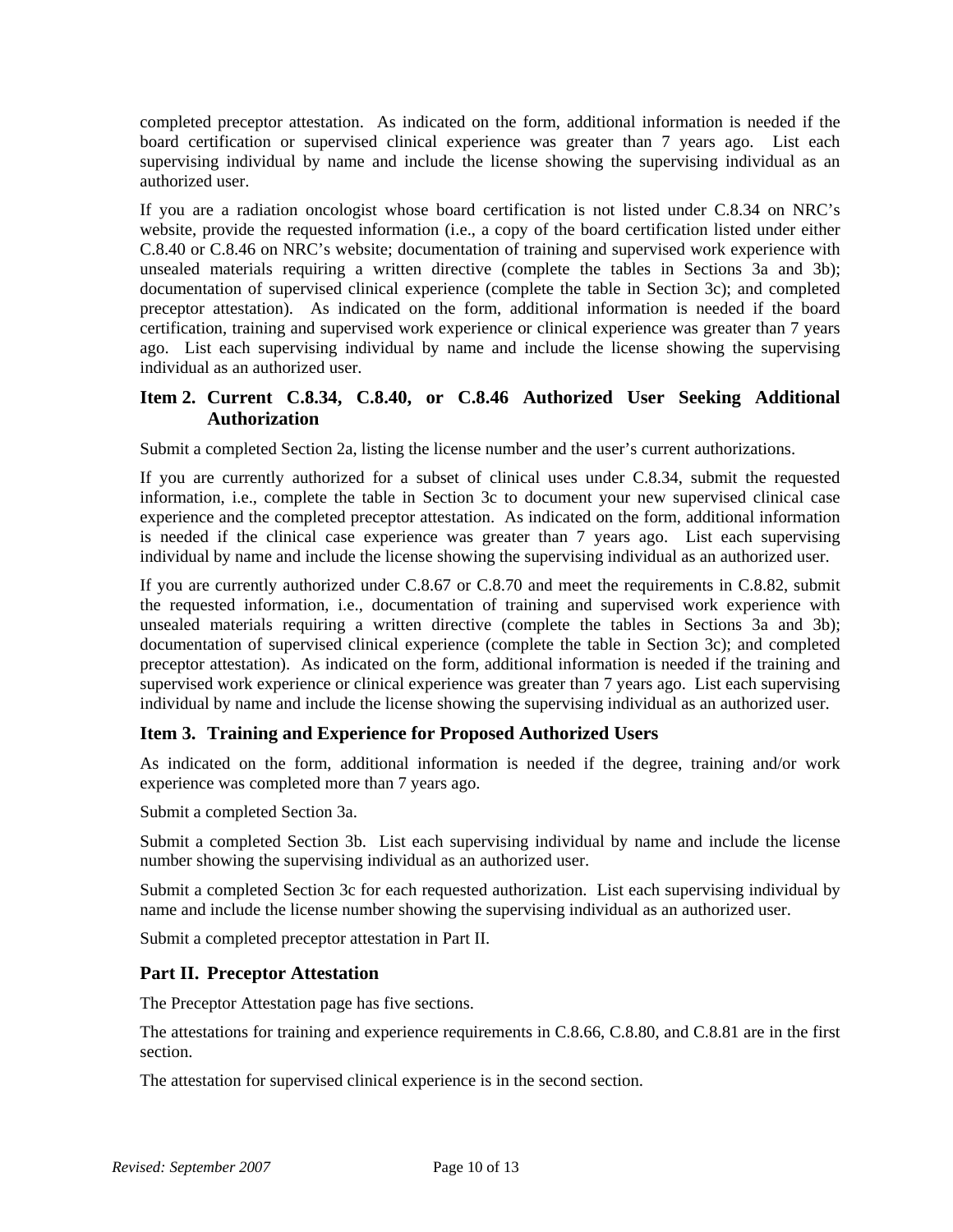completed preceptor attestation. As indicated on the form, additional information is needed if the board certification or supervised clinical experience was greater than 7 years ago. List each supervising individual by name and include the license showing the supervising individual as an authorized user.

If you are a radiation oncologist whose board certification is not listed under C.8.34 on NRC's website, provide the requested information (i.e., a copy of the board certification listed under either C.8.40 or C.8.46 on NRC's website; documentation of training and supervised work experience with unsealed materials requiring a written directive (complete the tables in Sections 3a and 3b); documentation of supervised clinical experience (complete the table in Section 3c); and completed preceptor attestation). As indicated on the form, additional information is needed if the board certification, training and supervised work experience or clinical experience was greater than 7 years ago. List each supervising individual by name and include the license showing the supervising individual as an authorized user.

### Item 2. Current C.8.34, C.8.40, or C.8.46 Authorized User Seeking Additional Authorization

Submit a completed Section 2a, listing the license number and the user's current authorizations.

If you are currently authorized for a subset of clinical uses under C.8.34, submit the requested information, i.e., complete the table in Section 3c to document your new supervised clinical case experience and the completed preceptor attestation. As indicated on the form, additional information is needed if the clinical case experience was greater than 7 years ago. List each supervising individual by name and include the license showing the supervising individual as an authorized user.

If you are currently authorized under C.8.67 or C.8.70 and meet the requirements in C.8.82, submit the requested information, i.e., documentation of training and supervised work experience with unsealed materials requiring a written directive (complete the tables in Sections 3a and 3b); documentation of supervised clinical experience (complete the table in Section 3c); and completed preceptor attestation). As indicated on the form, additional information is needed if the training and supervised work experience or clinical experience was greater than 7 years ago. List each supervising individual by name and include the license showing the supervising individual as an authorized user.

### Item 3. Training and Experience for Proposed Authorized Users

As indicated on the form, additional information is needed if the degree, training and/or work experience was completed more than 7 years ago.

Submit a completed Section 3a.

Submit a completed Section 3b. List each supervising individual by name and include the license number showing the supervising individual as an authorized user.

Submit a completed Section 3c for each requested authorization. List each supervising individual by name and include the license number showing the supervising individual as an authorized user.

Submit a completed preceptor attestation in Part II.

### Part II. Preceptor Attestation

The Preceptor Attestation page has five sections.

The attestations for training and experience requirements in C.8.66, C.8.80, and C.8.81 are in the first section.

The attestation for supervised clinical experience is in the second section.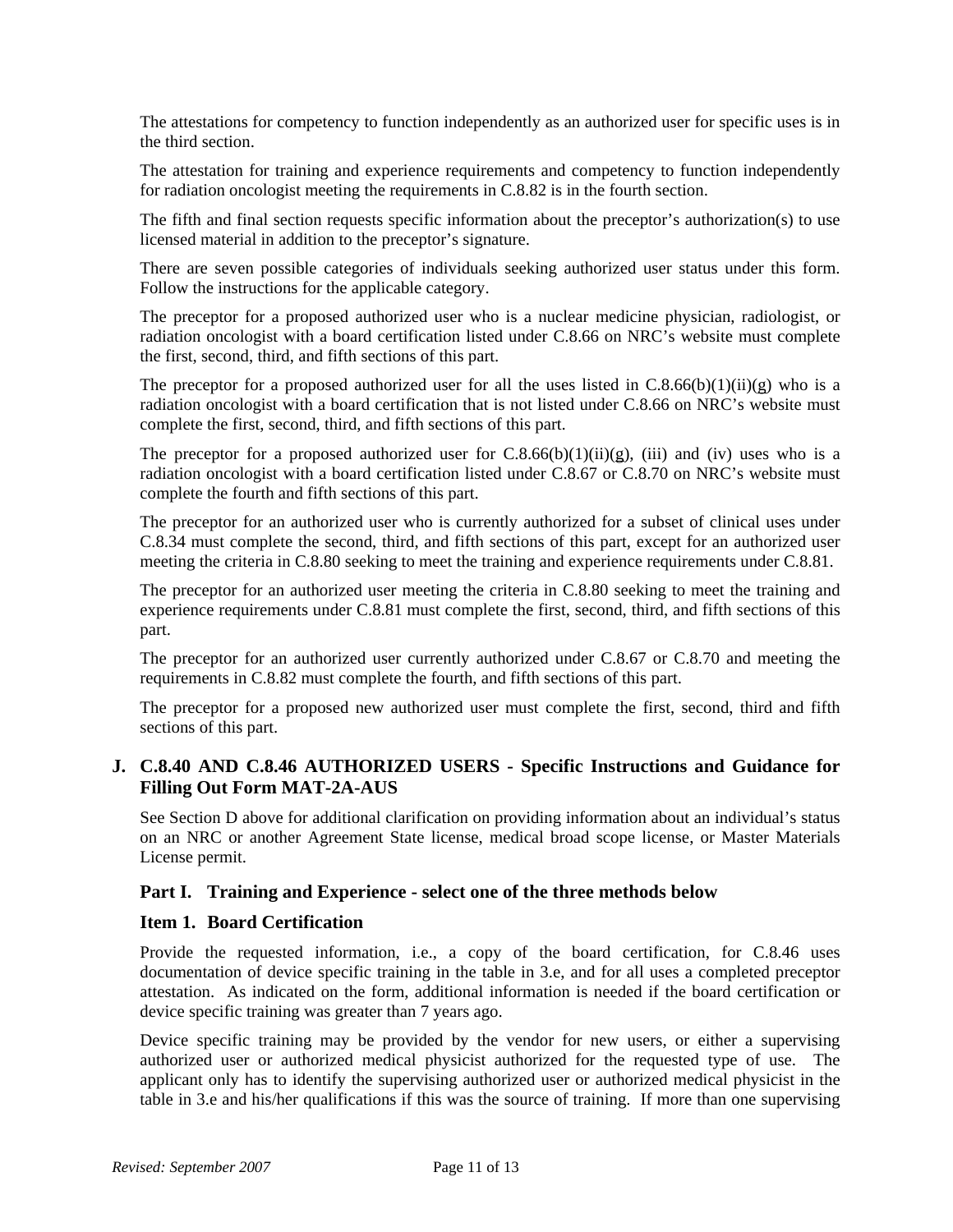The attestations for competency to function independently as an authorized user for specific uses is in the third section.

The attestation for training and experience requirements and competency to function independently for radiation oncologist meeting the requirements in C.8.82 is in the fourth section.

The fifth and final section requests specific information about the preceptor's authorization(s) to use licensed material in addition to the preceptor's signature.

There are seven possible categories of individuals seeking authorized user status under this form. Follow the instructions for the applicable category.

The preceptor for a proposed authorized user who is a nuclear medicine physician, radiologist, or radiation oncologist with a board certification listed under C.8.66 on NRC's website must complete the first, second, third, and fifth sections of this part.

The preceptor for a proposed authorized user for all the uses listed in C.8.66(b)(1)(ii)(g) who is a radiation oncologist with a board certification that is not listed under C.8.66 on NRC's website must complete the first, second, third, and fifth sections of this part.

The preceptor for a proposed authorized user for C.8.66(b)(1)(ii)(g), (iii) and (iv) uses who is a radiation oncologist with a board certification listed under C.8.67 or C.8.70 on NRC's website must complete the fourth and fifth sections of this part.

The preceptor for an authorized user who is currently authorized for a subset of clinical uses under C.8.34 must complete the second, third, and fifth sections of this part, except for an authorized user meeting the criteria in C.8.80 seeking to meet the training and experience requirements under C.8.81.

The preceptor for an authorized user meeting the criteria in C.8.80 seeking to meet the training and experience requirements under C.8.81 must complete the first, second, third, and fifth sections of this part.

The preceptor for an authorized user currently authorized under C.8.67 or C.8.70 and meeting the requirements in C.8.82 must complete the fourth, and fifth sections of this part.

The preceptor for a proposed new authorized user must complete the first, second, third and fifth sections of this part.

## J. C.8.40 AND C.8.46 AUTHORIZED USERS - Specific Instructions and Guidance for Filling Out Form MAT-2A-AUS

See Section D above for additional clarification on providing information about an individual's status on an NRC or another Agreement State license, medical broad scope license, or Master Materials License permit.

### Part I. Training and Experience - select one of the three methods below

### Item 1. Board Certification

Provide the requested information, i.e., a copy of the board certification, for C.8.46 uses documentation of device specific training in the table in 3.e, and for all uses a completed preceptor attestation. As indicated on the form, additional information is needed if the board certification or device specific training was greater than 7 years ago.

Device specific training may be provided by the vendor for new users, or either a supervising authorized user or authorized medical physicist authorized for the requested type of use. The applicant only has to identify the supervising authorized user or authorized medical physicist in the table in 3.e and his/her qualifications if this was the source of training. If more than one supervising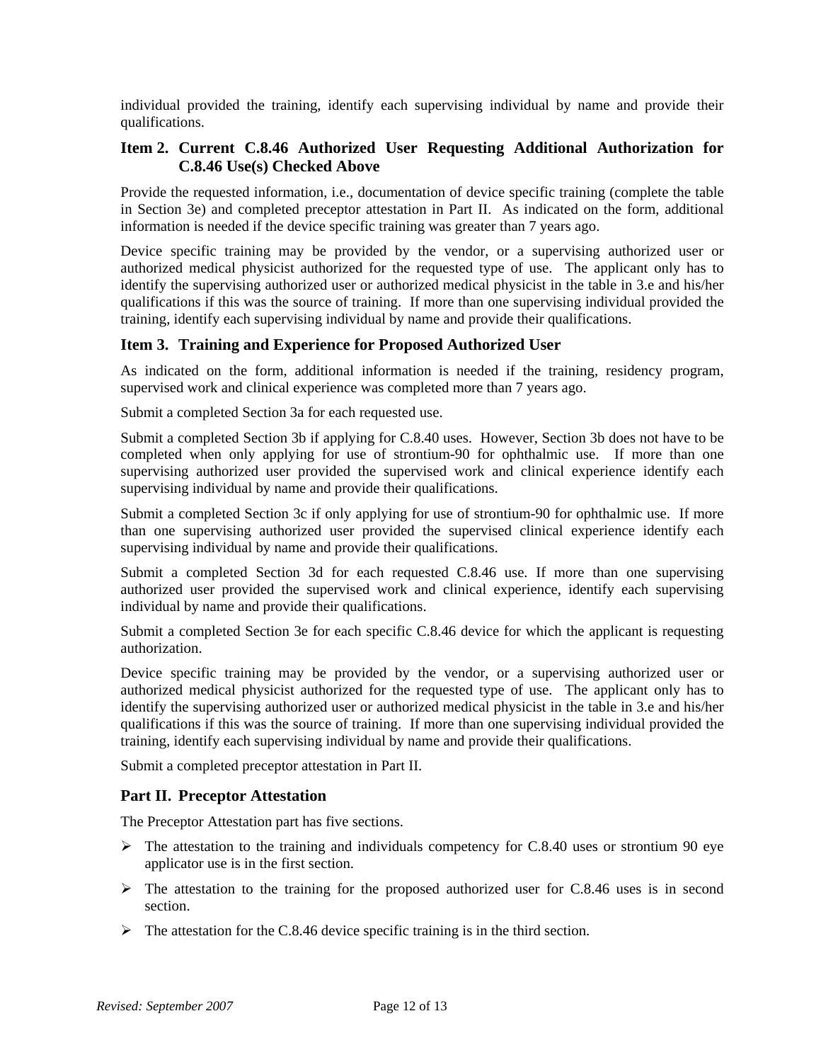individual provided the training, identify each supervising individual by name and provide their qualifications.

### Item 2. Current C.8.46 Authorized User Requesting Additional Authorization for C.8.46 Use(s) Checked Above

Provide the requested information, i.e., documentation of device specific training (complete the table in Section 3e) and completed preceptor attestation in Part II. As indicated on the form, additional information is needed if the device specific training was greater than 7 years ago.

Device specific training may be provided by the vendor, or a supervising authorized user or authorized medical physicist authorized for the requested type of use. The applicant only has to identify the supervising authorized user or authorized medical physicist in the table in 3.e and his/her qualifications if this was the source of training. If more than one supervising individual provided the training, identify each supervising individual by name and provide their qualifications.

### Item 3. Training and Experience for Proposed Authorized User

As indicated on the form, additional information is needed if the training, residency program, supervised work and clinical experience was completed more than 7 years ago.

Submit a completed Section 3a for each requested use.

Submit a completed Section 3b if applying for C.8.40 uses. However, Section 3b does not have to be completed when only applying for use of strontium-90 for ophthalmic use. If more than one supervising authorized user provided the supervised work and clinical experience identify each supervising individual by name and provide their qualifications.

Submit a completed Section 3c if only applying for use of strontium-90 for ophthalmic use. If more than one supervising authorized user provided the supervised clinical experience identify each supervising individual by name and provide their qualifications.

Submit a completed Section 3d for each requested C.8.46 use. If more than one supervising authorized user provided the supervised work and clinical experience, identify each supervising individual by name and provide their qualifications.

Submit a completed Section 3e for each specific C.8.46 device for which the applicant is requesting authorization.

Device specific training may be provided by the vendor, or a supervising authorized user or authorized medical physicist authorized for the requested type of use. The applicant only has to identify the supervising authorized user or authorized medical physicist in the table in 3.e and his/her qualifications if this was the source of training. If more than one supervising individual provided the training, identify each supervising individual by name and provide their qualifications.

Submit a completed preceptor attestation in Part II.

### Part II. Preceptor Attestation

The Preceptor Attestation part has five sections.

- The attestation to the training and individuals competency for C.8.40 uses or strontium 90 eye applicator use is in the first section.
- The attestation to the training for the proposed authorized user for C.8.46 uses is in second section.
- The attestation for the C.8.46 device specific training is in the third section.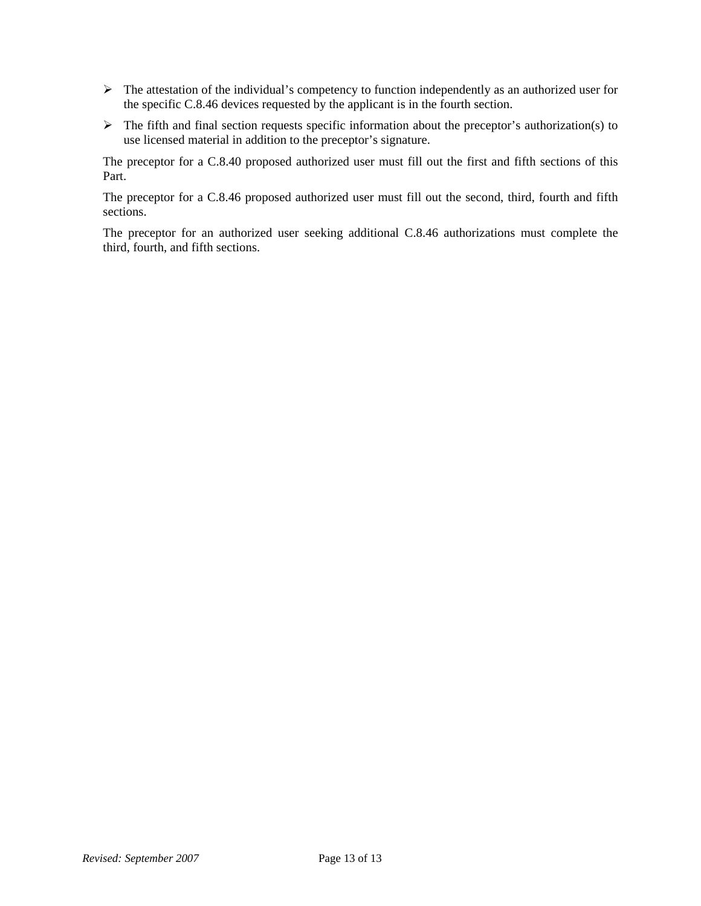- The attestation of the individual's competency to function independently as an authorized user for the specific C.8.46 devices requested by the applicant is in the fourth section.
- The fifth and final section requests specific information about the preceptor's authorization(s) to use licensed material in addition to the preceptor's signature.

The preceptor for a C.8.40 proposed authorized user must fill out the first and fifth sections of this Part.

The preceptor for a C.8.46 proposed authorized user must fill out the second, third, fourth and fifth sections.

The preceptor for an authorized user seeking additional C.8.46 authorizations must complete the third, fourth, and fifth sections.